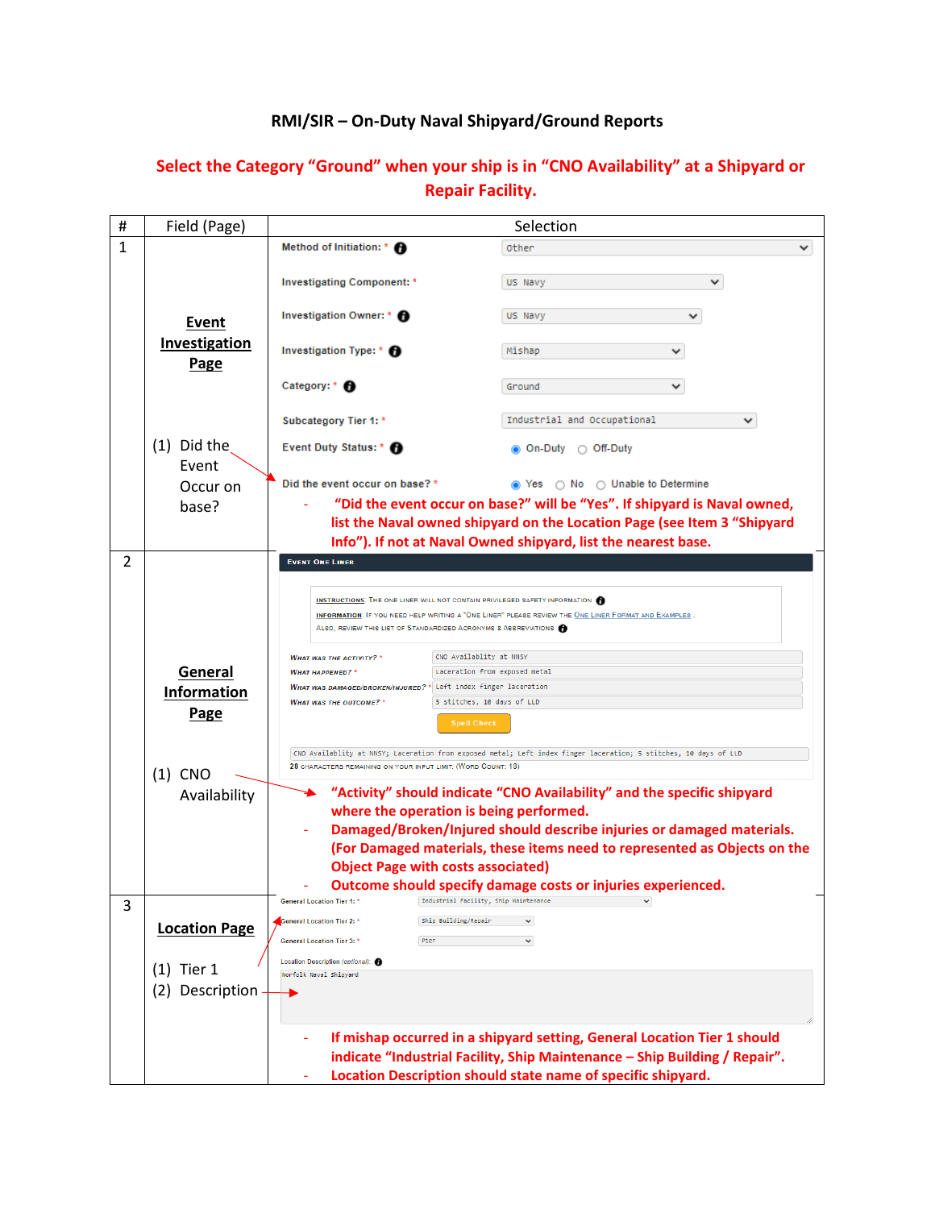# RMI/SIR – On-Duty Naval Shipyard/Ground Reports

**Select the Category "Ground" when your ship is in "CNO Availability" at a Shipyard or Repair Facility.**

| # | Field (Page) | Selection |
|---|---|---|
| 1 | **Event Investigation Page**<br><br>(1) Did the Event Occur on base? | Method of Initiation: * Other<br>Investigating Component: * US Navy<br>Investigation Owner: * US Navy<br>Investigation Type: * Mishap<br>Category: * Ground<br>Subcategory Tier 1: * Industrial and Occupational<br>Event Duty Status: * (●) On-Duty ( ) Off-Duty<br>Did the event occur on base? * (●) Yes ( ) No ( ) Unable to Determine<br><br>- **"Did the event occur on base?" will be "Yes". If shipyard is Naval owned, list the Naval owned shipyard on the Location Page (see Item 3 "Shipyard Info"). If not at Naval Owned shipyard, list the nearest base.** |
| 2 | **General Information Page**<br><br>(1) CNO Availability | EVENT ONE LINER<br>INSTRUCTIONS: THE ONE LINER WILL NOT CONTAIN PRIVILEGED SAFETY INFORMATION<br>INFORMATION: IF YOU NEED HELP WRITING A "ONE LINER" PLEASE REVIEW THE ONE LINER FORMAT AND EXAMPLES.<br>ALSO, REVIEW THIS LIST OF STANDARDIZED ACRONYMS & ABBREVIATIONS<br>WHAT WAS THE ACTIVITY? * CNO Availablity at NNSY<br>WHAT HAPPENED? * Laceration from exposed metal<br>WHAT WAS DAMAGED/BROKEN/INJURED? * Left index finger laceration<br>WHAT WAS THE OUTCOME? * 5 stitches, 10 days of LLD<br>Spell Check<br>CNO Availablity at NNSY; Laceration from exposed metal; Left index finger laceration; 5 stitches, 10 days of LLD<br>28 CHARACTERS REMAINING ON YOUR INPUT LIMIT. (WORD COUNT: 18)<br><br>**"Activity" should indicate "CNO Availability" and the specific shipyard where the operation is being performed.**<br>- **Damaged/Broken/Injured should describe injuries or damaged materials. (For Damaged materials, these items need to represented as Objects on the Object Page with costs associated)**<br>- **Outcome should specify damage costs or injuries experienced.** |
| 3 | **Location Page**<br><br>(1) Tier 1<br>(2) Description | General Location Tier 1: * Industrial Facility, Ship Maintenance<br>General Location Tier 2: * Ship Building/Repair<br>General Location Tier 3: * Pier<br>Location Description (optional): Norfolk Naval Shipyard<br><br>- **If mishap occurred in a shipyard setting, General Location Tier 1 should indicate "Industrial Facility, Ship Maintenance – Ship Building / Repair".**<br>- **Location Description should state name of specific shipyard.** |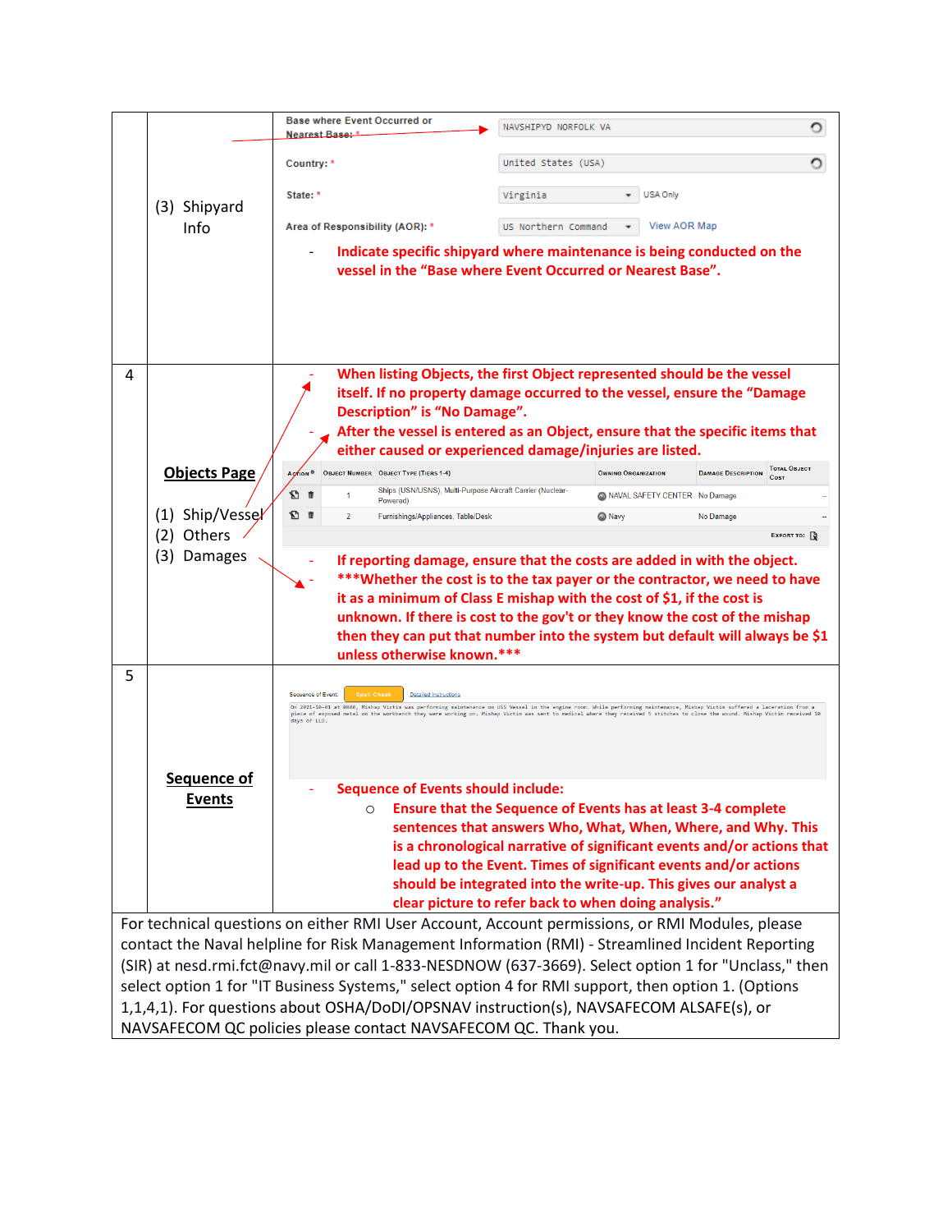| | | |
|---|---|---|
| | (3) Shipyard Info | Base where Event Occurred or Nearest Base: * NAVSHIPYD NORFOLK VA<br>Country: * United States (USA)<br>State: * Virginia USA Only<br>Area of Responsibility (AOR): * US Northern Command View AOR Map<br>- **Indicate specific shipyard where maintenance is being conducted on the vessel in the "Base where Event Occurred or Nearest Base".** |
| 4 | **Objects Page**<br><br>(1) Ship/Vessel<br>(2) Others<br>(3) Damages | - **When listing Objects, the first Object represented should be the vessel itself. If no property damage occurred to the vessel, ensure the "Damage Description" is "No Damage".**<br>- **After the vessel is entered as an Object, ensure that the specific items that either caused or experienced damage/injuries are listed.**<br><br>Action / Object Number / Object Type (Tiers 1-4) / Owning Organization / Damage Description / Total Object Cost<br>1 / Ships (USN/USNS), Multi-Purpose Aircraft Carrier (Nuclear-Powered) / NAVAL SAFETY CENTER / No Damage / --<br>2 / Furnishings/Appliances, Table/Desk / Navy / No Damage / --<br>Export to:<br><br>- **If reporting damage, ensure that the costs are added in with the object.**<br>- **\*\*\*Whether the cost is to the tax payer or the contractor, we need to have it as a minimum of Class E mishap with the cost of $1, if the cost is unknown. If there is cost to the gov't or they know the cost of the mishap then they can put that number into the system but default will always be $1 unless otherwise known.\*\*\*** |
| 5 | **Sequence of Events** | Sequence of Event: Spell Check Detailed Instructions<br>On 2021-10-01 at 0800, Mishap Victim was performing maintenance on USS Vessel in the engine room. While performing maintenance, Mishap Victim suffered a laceration from a piece of exposed metal on the workbench they were working on. Mishap Victim was sent to medical where they received 5 stitches to close the wound. Mishap Victim received 10 days of LLD.<br><br>- **Sequence of Events should include:**<br>  ○ **Ensure that the Sequence of Events has at least 3-4 complete sentences that answers Who, What, When, Where, and Why. This is a chronological narrative of significant events and/or actions that lead up to the Event. Times of significant events and/or actions should be integrated into the write-up. This gives our analyst a clear picture to refer back to when doing analysis."** |

For technical questions on either RMI User Account, Account permissions, or RMI Modules, please contact the Naval helpline for Risk Management Information (RMI) - Streamlined Incident Reporting (SIR) at nesd.rmi.fct@navy.mil or call 1-833-NESDNOW (637-3669). Select option 1 for "Unclass," then select option 1 for "IT Business Systems," select option 4 for RMI support, then option 1. (Options 1,1,4,1). For questions about OSHA/DoDI/OPSNAV instruction(s), NAVSAFECOM ALSAFE(s), or NAVSAFECOM QC policies please contact NAVSAFECOM QC. Thank you.